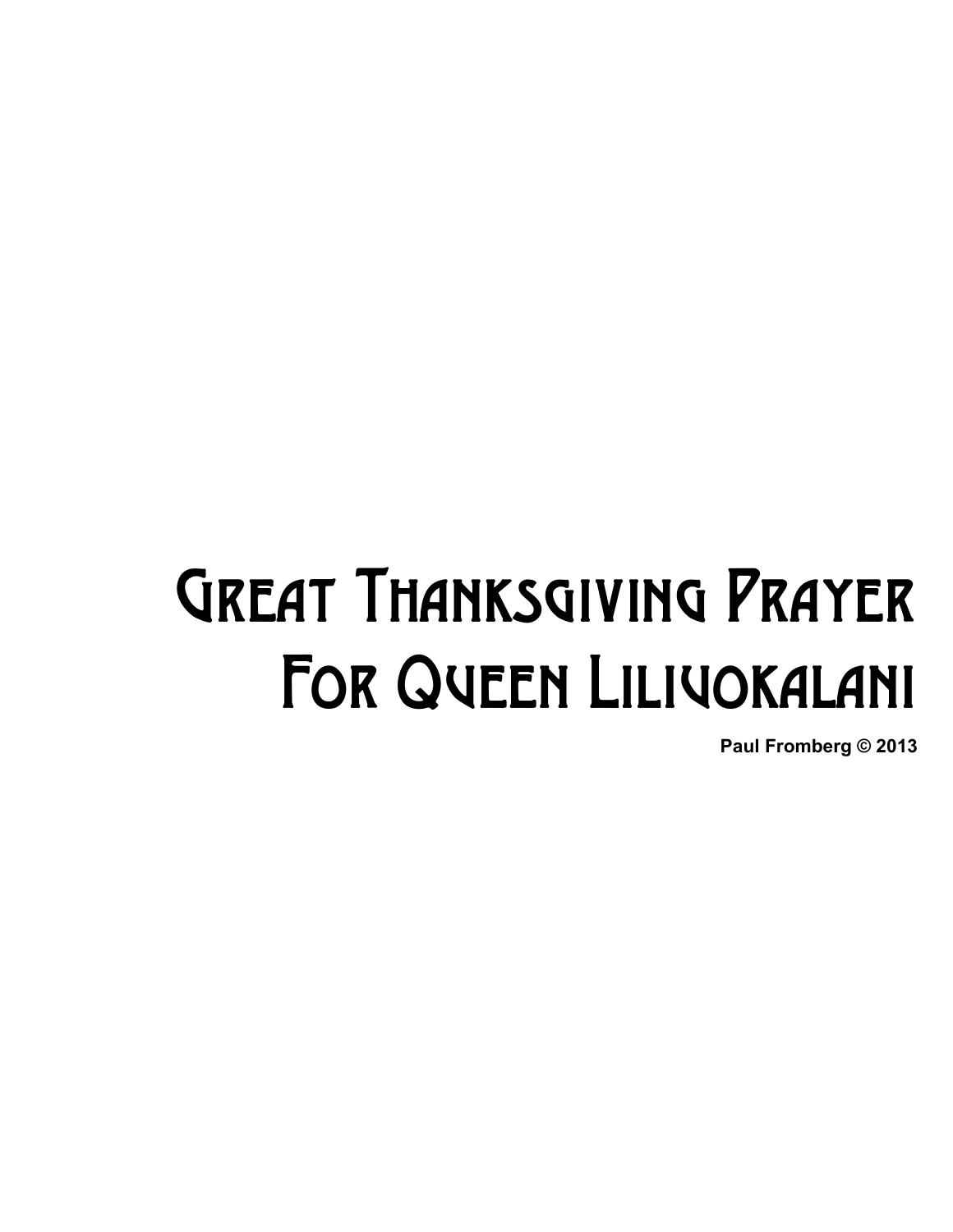# Great Thanksgiving Prayer For Queen Liliuokalani

**Paul Fromberg © 2013**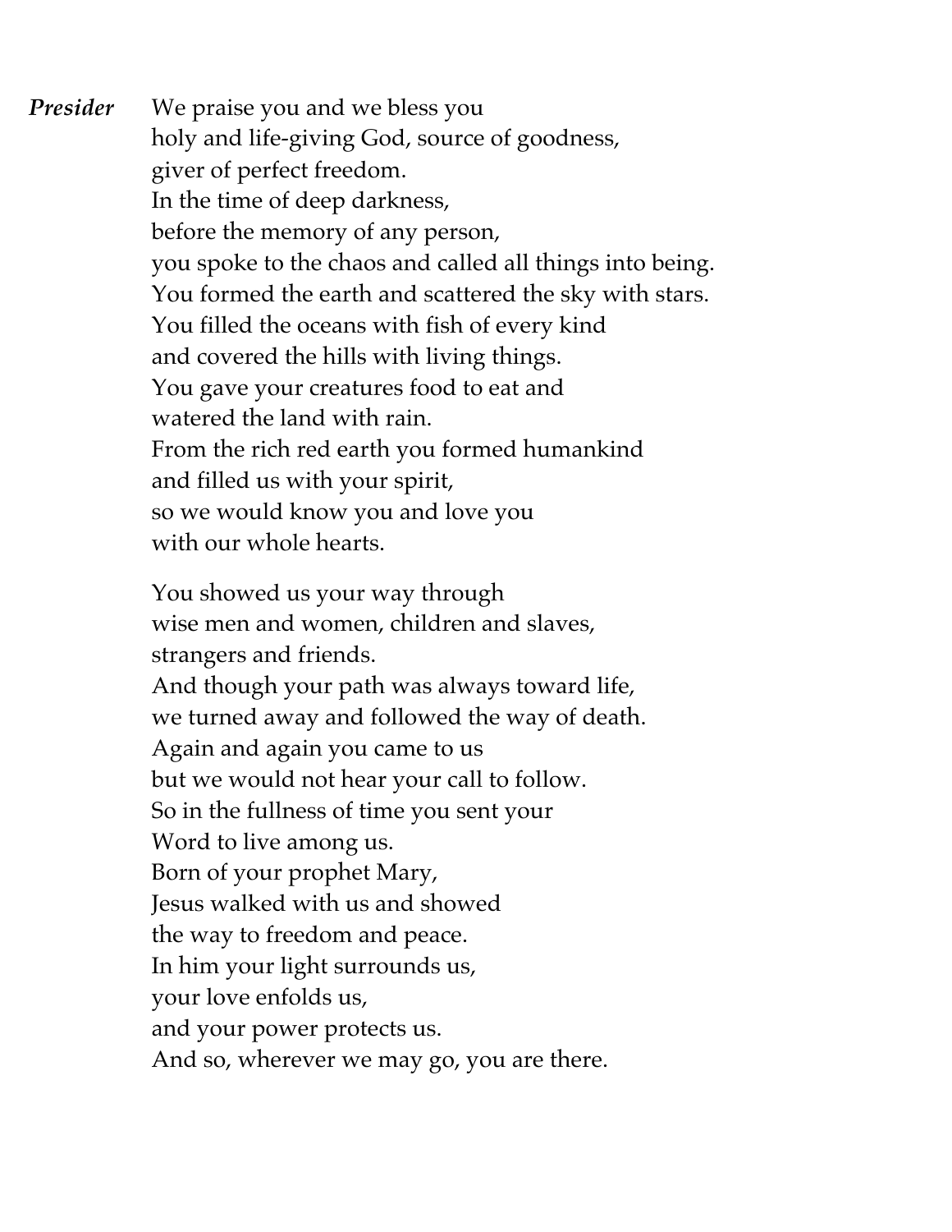***Presider*** We praise you and we bless you
holy and life-giving God, source of goodness,
giver of perfect freedom.
In the time of deep darkness,
before the memory of any person,
you spoke to the chaos and called all things into being.
You formed the earth and scattered the sky with stars.
You filled the oceans with fish of every kind
and covered the hills with living things.
You gave your creatures food to eat and
watered the land with rain.
From the rich red earth you formed humankind
and filled us with your spirit,
so we would know you and love you
with our whole hearts.

You showed us your way through
wise men and women, children and slaves,
strangers and friends.
And though your path was always toward life,
we turned away and followed the way of death.
Again and again you came to us
but we would not hear your call to follow.
So in the fullness of time you sent your
Word to live among us.
Born of your prophet Mary,
Jesus walked with us and showed
the way to freedom and peace.
In him your light surrounds us,
your love enfolds us,
and your power protects us.
And so, wherever we may go, you are there.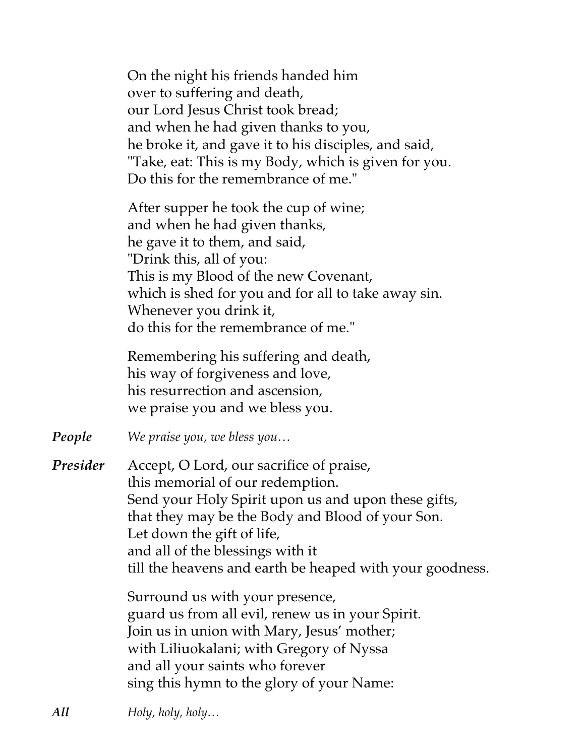On the night his friends handed him
over to suffering and death,
our Lord Jesus Christ took bread;
and when he had given thanks to you,
he broke it, and gave it to his disciples, and said,
"Take, eat: This is my Body, which is given for you.
Do this for the remembrance of me."

After supper he took the cup of wine;
and when he had given thanks,
he gave it to them, and said,
"Drink this, all of you:
This is my Blood of the new Covenant,
which is shed for you and for all to take away sin.
Whenever you drink it,
do this for the remembrance of me."

Remembering his suffering and death,
his way of forgiveness and love,
his resurrection and ascension,
we praise you and we bless you.

***People*** *We praise you, we bless you…*

***Presider*** Accept, O Lord, our sacrifice of praise,
this memorial of our redemption.
Send your Holy Spirit upon us and upon these gifts,
that they may be the Body and Blood of your Son.
Let down the gift of life,
and all of the blessings with it
till the heavens and earth be heaped with your goodness.

Surround us with your presence,
guard us from all evil, renew us in your Spirit.
Join us in union with Mary, Jesus' mother;
with Liliuokalani; with Gregory of Nyssa
and all your saints who forever
sing this hymn to the glory of your Name:

***All*** *Holy, holy, holy…*